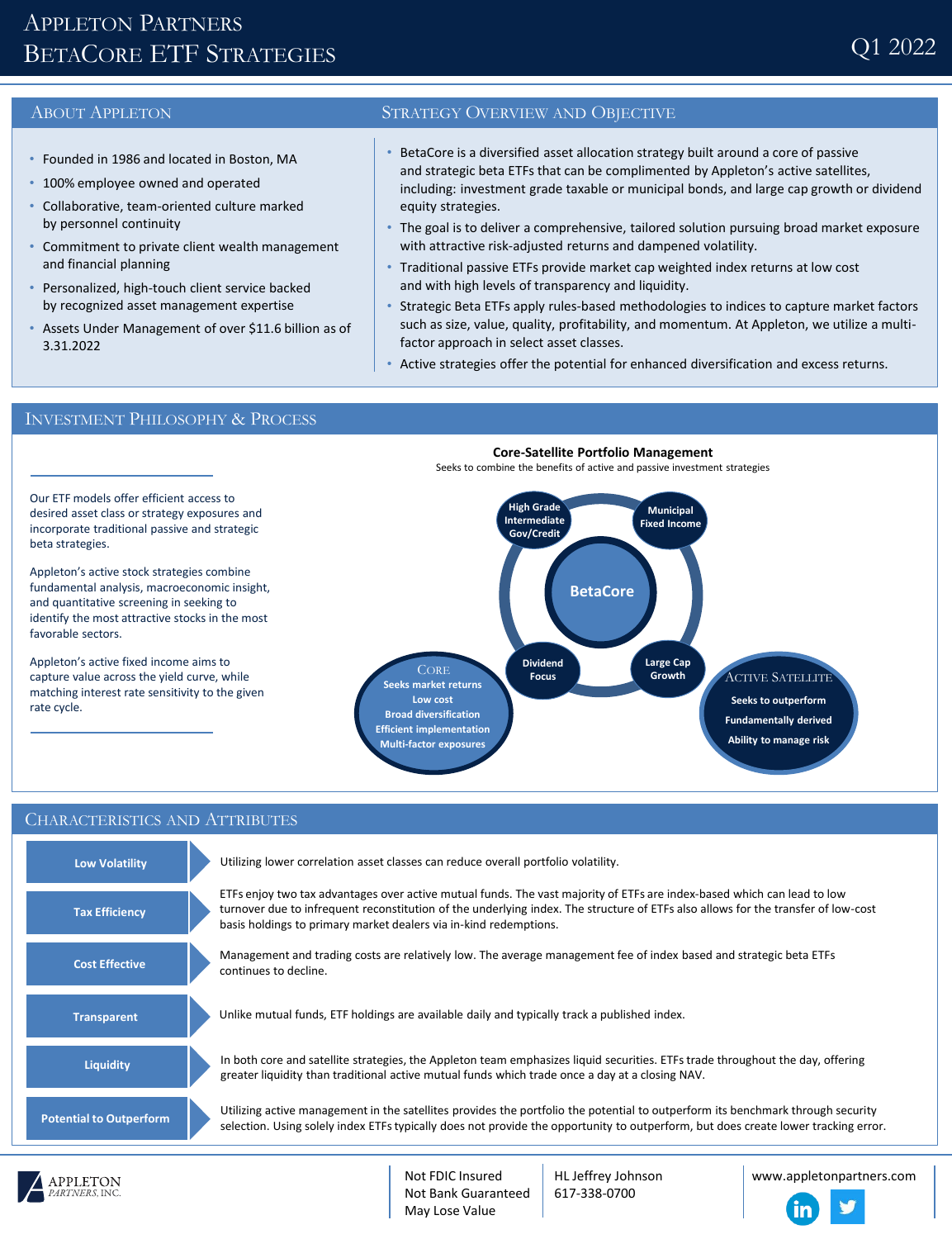# Appleton Partners
# BetaCore ETF Strategies

Q1 2022

## About Appleton

- Founded in 1986 and located in Boston, MA
- 100% employee owned and operated
- Collaborative, team-oriented culture marked by personnel continuity
- Commitment to private client wealth management and financial planning
- Personalized, high-touch client service backed by recognized asset management expertise
- Assets Under Management of over $11.6 billion as of 3.31.2022

## Strategy Overview and Objective

- BetaCore is a diversified asset allocation strategy built around a core of passive and strategic beta ETFs that can be complimented by Appleton's active satellites, including: investment grade taxable or municipal bonds, and large cap growth or dividend equity strategies.
- The goal is to deliver a comprehensive, tailored solution pursuing broad market exposure with attractive risk-adjusted returns and dampened volatility.
- Traditional passive ETFs provide market cap weighted index returns at low cost and with high levels of transparency and liquidity.
- Strategic Beta ETFs apply rules-based methodologies to indices to capture market factors such as size, value, quality, profitability, and momentum. At Appleton, we utilize a multi-factor approach in select asset classes.
- Active strategies offer the potential for enhanced diversification and excess returns.

## Investment Philosophy & Process

Our ETF models offer efficient access to desired asset class or strategy exposures and incorporate traditional passive and strategic beta strategies.

Appleton's active stock strategies combine fundamental analysis, macroeconomic insight, and quantitative screening in seeking to identify the most attractive stocks in the most favorable sectors.

Appleton's active fixed income aims to capture value across the yield curve, while matching interest rate sensitivity to the given rate cycle.

**Core-Satellite Portfolio Management**

Seeks to combine the benefits of active and passive investment strategies

**BetaCore**

- High Grade Intermediate Gov/Credit
- Municipal Fixed Income
- Dividend Focus
- Large Cap Growth

**Core**
- Seeks market returns
- Low cost
- Broad diversification
- Efficient implementation
- Multi-factor exposures

**Active Satellite**
- Seeks to outperform
- Fundamentally derived
- Ability to manage risk

## Characteristics and Attributes

| Attribute | Description |
|---|---|
| **Low Volatility** | Utilizing lower correlation asset classes can reduce overall portfolio volatility. |
| **Tax Efficiency** | ETFs enjoy two tax advantages over active mutual funds. The vast majority of ETFs are index-based which can lead to low turnover due to infrequent reconstitution of the underlying index. The structure of ETFs also allows for the transfer of low-cost basis holdings to primary market dealers via in-kind redemptions. |
| **Cost Effective** | Management and trading costs are relatively low. The average management fee of index based and strategic beta ETFs continues to decline. |
| **Transparent** | Unlike mutual funds, ETF holdings are available daily and typically track a published index. |
| **Liquidity** | In both core and satellite strategies, the Appleton team emphasizes liquid securities. ETFs trade throughout the day, offering greater liquidity than traditional active mutual funds which trade once a day at a closing NAV. |
| **Potential to Outperform** | Utilizing active management in the satellites provides the portfolio the potential to outperform its benchmark through security selection. Using solely index ETFs typically does not provide the opportunity to outperform, but does create lower tracking error. |

Appleton Partners, Inc.

Not FDIC Insured
Not Bank Guaranteed
May Lose Value

HL Jeffrey Johnson
617-338-0700

www.appletonpartners.com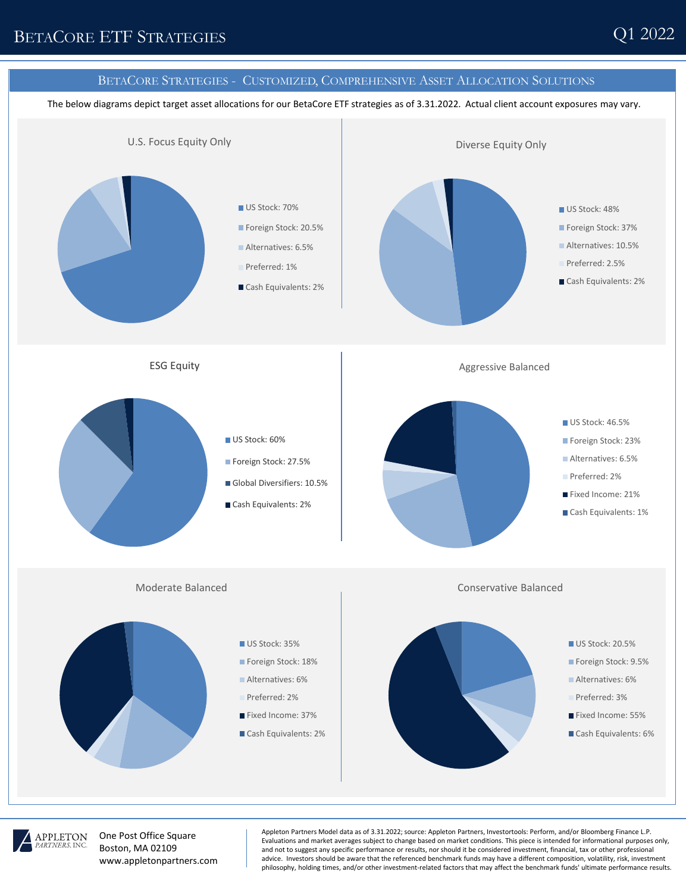# BetaCore ETF Strategies

Q1 2022

## BetaCore Strategies - Customized, Comprehensive Asset Allocation Solutions

The below diagrams depict target asset allocations for our BetaCore ETF strategies as of 3.31.2022. Actual client account exposures may vary.

### U.S. Focus Equity Only

US Stock: 70%
Foreign Stock: 20.5%
Alternatives: 6.5%
Preferred: 1%
Cash Equivalents: 2%

### Diverse Equity Only

US Stock: 48%
Foreign Stock: 37%
Alternatives: 10.5%
Preferred: 2.5%
Cash Equivalents: 2%

### ESG Equity

US Stock: 60%
Foreign Stock: 27.5%
Global Diversifiers: 10.5%
Cash Equivalents: 2%

### Aggressive Balanced

US Stock: 46.5%
Foreign Stock: 23%
Alternatives: 6.5%
Preferred: 2%
Fixed Income: 21%
Cash Equivalents: 1%

### Moderate Balanced

US Stock: 35%
Foreign Stock: 18%
Alternatives: 6%
Preferred: 2%
Fixed Income: 37%
Cash Equivalents: 2%

### Conservative Balanced

US Stock: 20.5%
Foreign Stock: 9.5%
Alternatives: 6%
Preferred: 3%
Fixed Income: 55%
Cash Equivalents: 6%

APPLETON PARTNERS, INC.

One Post Office Square
Boston, MA 02109
www.appletonpartners.com

Appleton Partners Model data as of 3.31.2022; source: Appleton Partners, Investortools: Perform, and/or Bloomberg Finance L.P. Evaluations and market averages subject to change based on market conditions. This piece is intended for informational purposes only, and not to suggest any specific performance or results, nor should it be considered investment, financial, tax or other professional advice. Investors should be aware that the referenced benchmark funds may have a different composition, volatility, risk, investment philosophy, holding times, and/or other investment-related factors that may affect the benchmark funds' ultimate performance results.